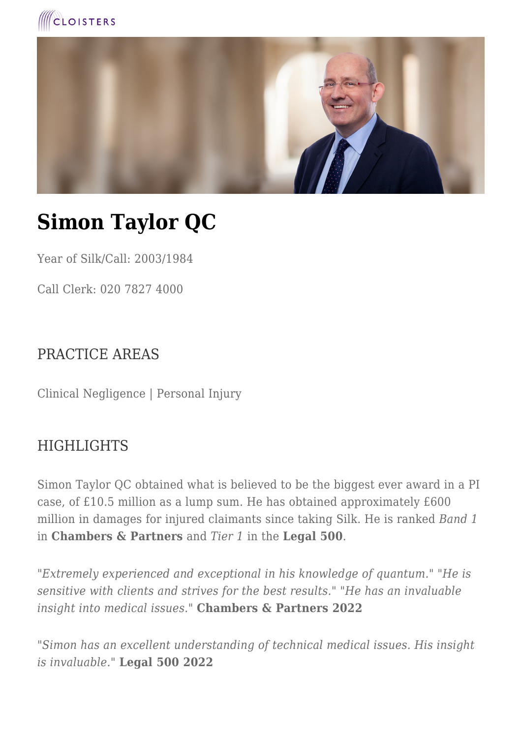CLOISTERS

# Simon Taylor QC

Year of Silk/Call: 2003/1984

Call Clerk: 020 7827 4000

## PRACTICE AREAS

Clinical Negligence | Personal Injury

## HIGHLIGHTS

Simon Taylor QC obtained what is believed to be the biggest ever award in a PI case, of £10.5 million as a lump sum. He has obtained approximately £600 million in damages for injured claimants since taking Silk. He is ranked *Band 1* in **Chambers & Partners** and *Tier 1* in the **Legal 500**.

"*Extremely experienced and exceptional in his knowledge of quantum.*" "*He is sensitive with clients and strives for the best results.*" "*He has an invaluable insight into medical issues.*" **Chambers & Partners 2022**

"*Simon has an excellent understanding of technical medical issues. His insight is invaluable.*" **Legal 500 2022**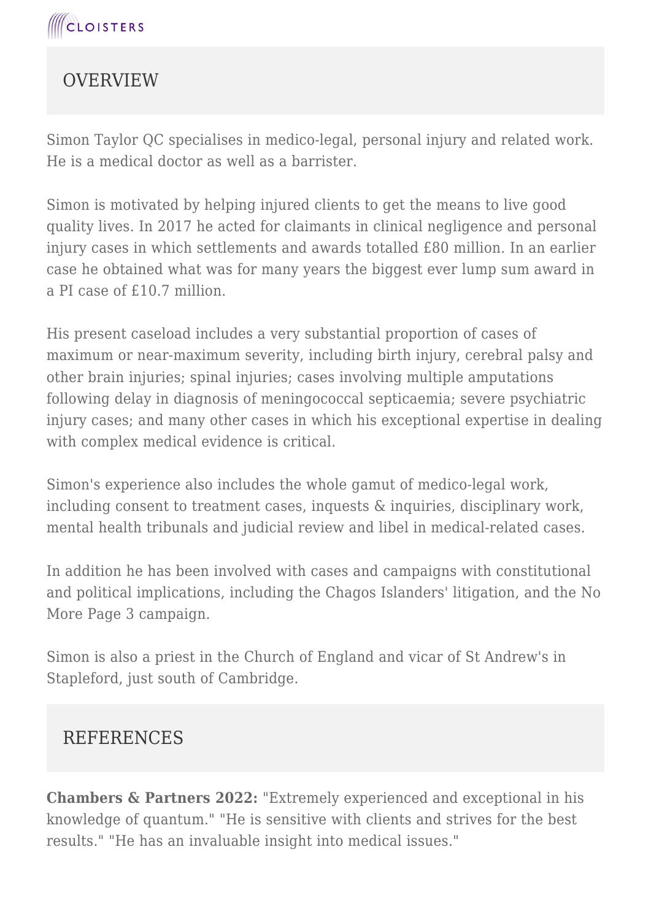## OVERVIEW

Simon Taylor QC specialises in medico-legal, personal injury and related work. He is a medical doctor as well as a barrister.

Simon is motivated by helping injured clients to get the means to live good quality lives. In 2017 he acted for claimants in clinical negligence and personal injury cases in which settlements and awards totalled £80 million. In an earlier case he obtained what was for many years the biggest ever lump sum award in a PI case of £10.7 million.

His present caseload includes a very substantial proportion of cases of maximum or near-maximum severity, including birth injury, cerebral palsy and other brain injuries; spinal injuries; cases involving multiple amputations following delay in diagnosis of meningococcal septicaemia; severe psychiatric injury cases; and many other cases in which his exceptional expertise in dealing with complex medical evidence is critical.

Simon's experience also includes the whole gamut of medico-legal work, including consent to treatment cases, inquests & inquiries, disciplinary work, mental health tribunals and judicial review and libel in medical-related cases.

In addition he has been involved with cases and campaigns with constitutional and political implications, including the Chagos Islanders' litigation, and the No More Page 3 campaign.

Simon is also a priest in the Church of England and vicar of St Andrew's in Stapleford, just south of Cambridge.

## REFERENCES

**Chambers & Partners 2022:** "Extremely experienced and exceptional in his knowledge of quantum." "He is sensitive with clients and strives for the best results." "He has an invaluable insight into medical issues."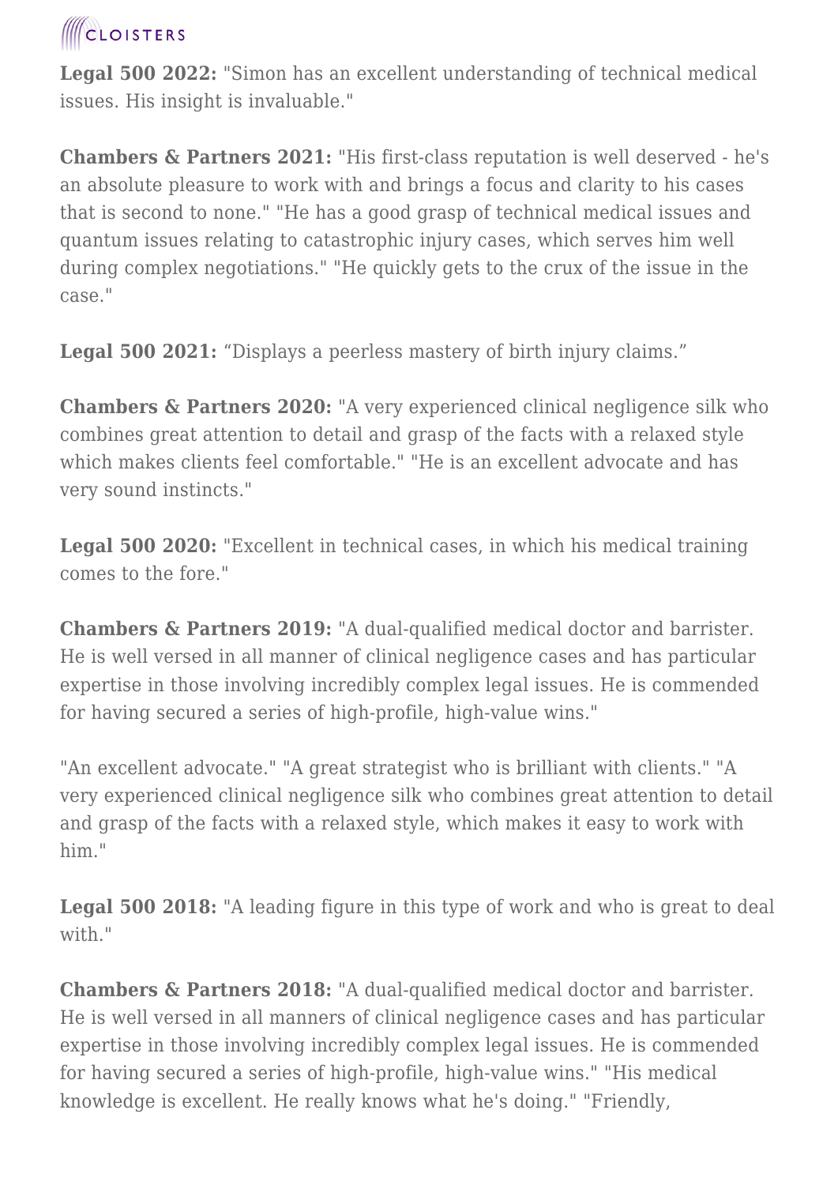**Legal 500 2022:** "Simon has an excellent understanding of technical medical issues. His insight is invaluable."

**Chambers & Partners 2021:** "His first-class reputation is well deserved - he's an absolute pleasure to work with and brings a focus and clarity to his cases that is second to none." "He has a good grasp of technical medical issues and quantum issues relating to catastrophic injury cases, which serves him well during complex negotiations." "He quickly gets to the crux of the issue in the case."

**Legal 500 2021:** “Displays a peerless mastery of birth injury claims.”

**Chambers & Partners 2020:** "A very experienced clinical negligence silk who combines great attention to detail and grasp of the facts with a relaxed style which makes clients feel comfortable." "He is an excellent advocate and has very sound instincts."

**Legal 500 2020:** "Excellent in technical cases, in which his medical training comes to the fore."

**Chambers & Partners 2019:** "A dual-qualified medical doctor and barrister. He is well versed in all manner of clinical negligence cases and has particular expertise in those involving incredibly complex legal issues. He is commended for having secured a series of high-profile, high-value wins."

"An excellent advocate." "A great strategist who is brilliant with clients." "A very experienced clinical negligence silk who combines great attention to detail and grasp of the facts with a relaxed style, which makes it easy to work with him."

**Legal 500 2018:** "A leading figure in this type of work and who is great to deal with."

**Chambers & Partners 2018:** "A dual-qualified medical doctor and barrister. He is well versed in all manners of clinical negligence cases and has particular expertise in those involving incredibly complex legal issues. He is commended for having secured a series of high-profile, high-value wins." "His medical knowledge is excellent. He really knows what he's doing." "Friendly,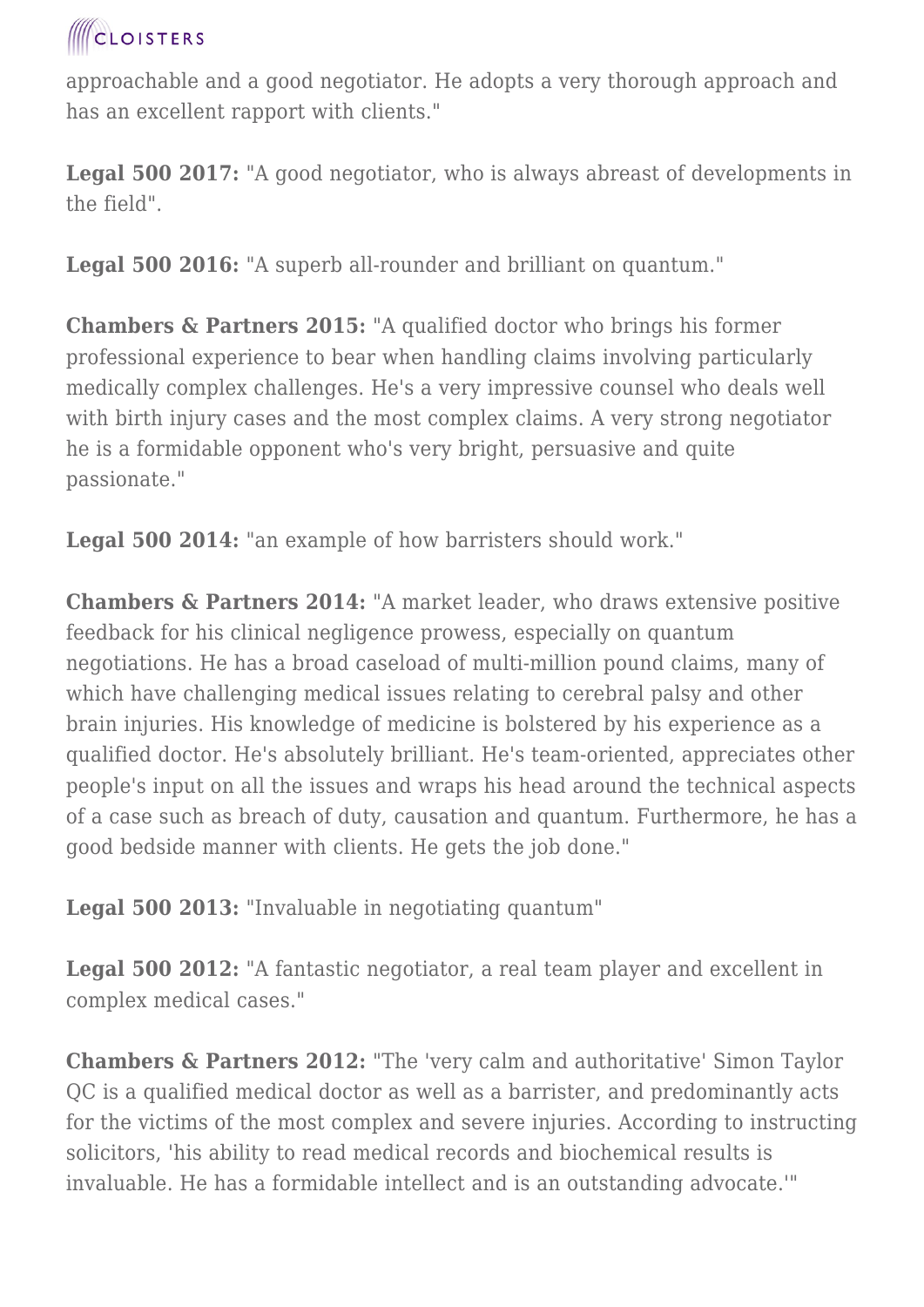approachable and a good negotiator. He adopts a very thorough approach and has an excellent rapport with clients."

**Legal 500 2017:** "A good negotiator, who is always abreast of developments in the field".

**Legal 500 2016:** "A superb all-rounder and brilliant on quantum."

**Chambers & Partners 2015:** "A qualified doctor who brings his former professional experience to bear when handling claims involving particularly medically complex challenges. He's a very impressive counsel who deals well with birth injury cases and the most complex claims. A very strong negotiator he is a formidable opponent who's very bright, persuasive and quite passionate."

**Legal 500 2014:** "an example of how barristers should work."

**Chambers & Partners 2014:** "A market leader, who draws extensive positive feedback for his clinical negligence prowess, especially on quantum negotiations. He has a broad caseload of multi-million pound claims, many of which have challenging medical issues relating to cerebral palsy and other brain injuries. His knowledge of medicine is bolstered by his experience as a qualified doctor. He's absolutely brilliant. He's team-oriented, appreciates other people's input on all the issues and wraps his head around the technical aspects of a case such as breach of duty, causation and quantum. Furthermore, he has a good bedside manner with clients. He gets the job done."

**Legal 500 2013:** "Invaluable in negotiating quantum"

**Legal 500 2012:** "A fantastic negotiator, a real team player and excellent in complex medical cases."

**Chambers & Partners 2012:** "The 'very calm and authoritative' Simon Taylor QC is a qualified medical doctor as well as a barrister, and predominantly acts for the victims of the most complex and severe injuries. According to instructing solicitors, 'his ability to read medical records and biochemical results is invaluable. He has a formidable intellect and is an outstanding advocate.'"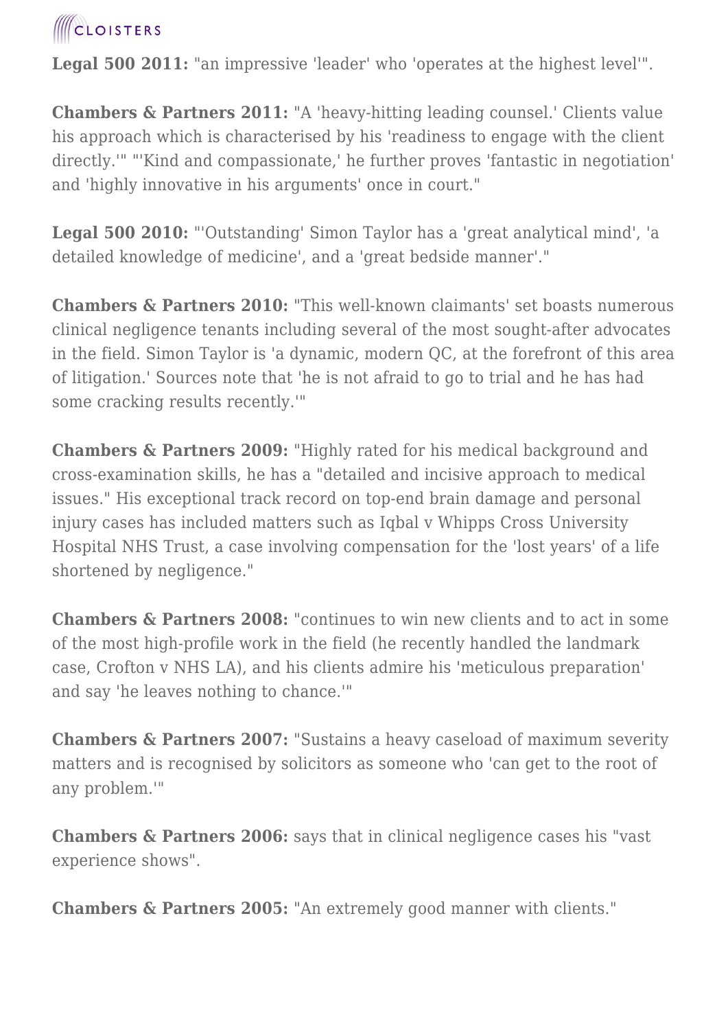**Legal 500 2011:** "an impressive 'leader' who 'operates at the highest level'".

**Chambers & Partners 2011:** "A 'heavy-hitting leading counsel.' Clients value his approach which is characterised by his 'readiness to engage with the client directly.'" "'Kind and compassionate,' he further proves 'fantastic in negotiation' and 'highly innovative in his arguments' once in court."

**Legal 500 2010:** "'Outstanding' Simon Taylor has a 'great analytical mind', 'a detailed knowledge of medicine', and a 'great bedside manner'."

**Chambers & Partners 2010:** "This well-known claimants' set boasts numerous clinical negligence tenants including several of the most sought-after advocates in the field. Simon Taylor is 'a dynamic, modern QC, at the forefront of this area of litigation.' Sources note that 'he is not afraid to go to trial and he has had some cracking results recently.'"

**Chambers & Partners 2009:** "Highly rated for his medical background and cross-examination skills, he has a "detailed and incisive approach to medical issues." His exceptional track record on top-end brain damage and personal injury cases has included matters such as Iqbal v Whipps Cross University Hospital NHS Trust, a case involving compensation for the 'lost years' of a life shortened by negligence."

**Chambers & Partners 2008:** "continues to win new clients and to act in some of the most high-profile work in the field (he recently handled the landmark case, Crofton v NHS LA), and his clients admire his 'meticulous preparation' and say 'he leaves nothing to chance.'"

**Chambers & Partners 2007:** "Sustains a heavy caseload of maximum severity matters and is recognised by solicitors as someone who 'can get to the root of any problem.'"

**Chambers & Partners 2006:** says that in clinical negligence cases his "vast experience shows".

**Chambers & Partners 2005:** "An extremely good manner with clients."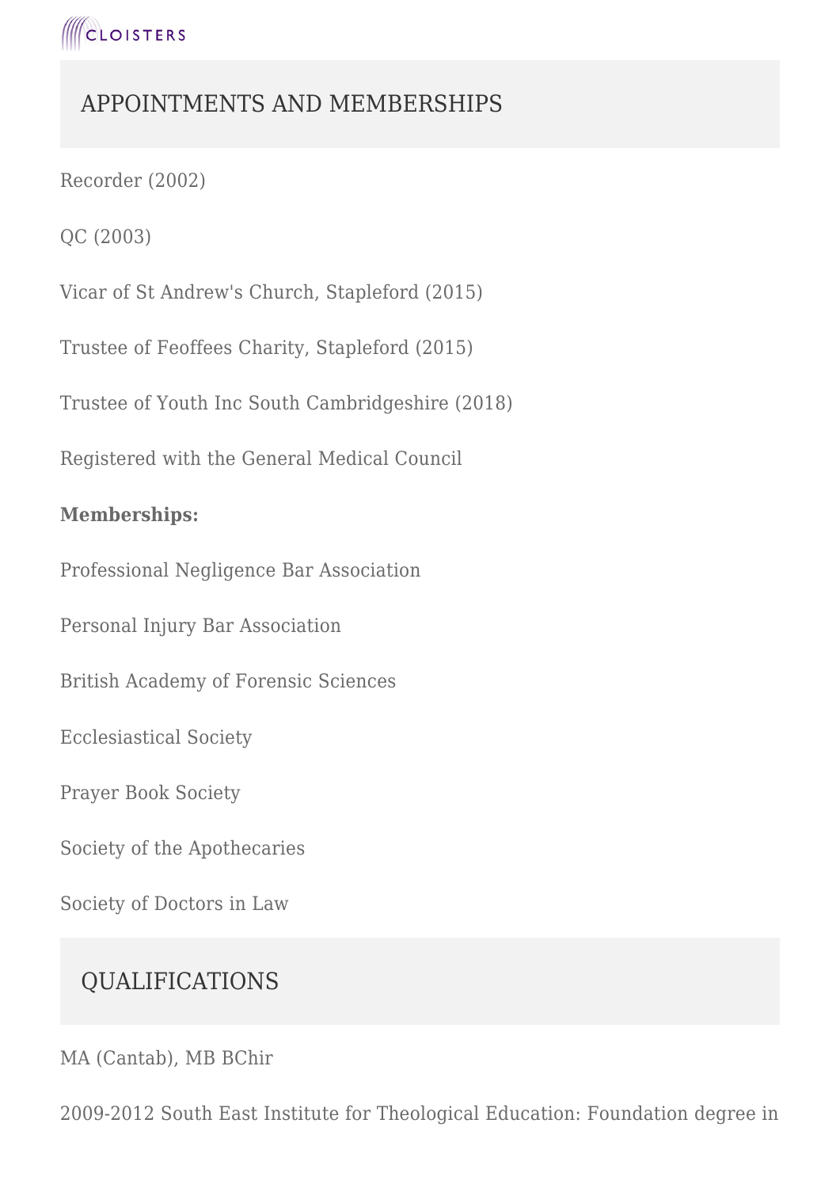## APPOINTMENTS AND MEMBERSHIPS

Recorder (2002)

QC (2003)

Vicar of St Andrew's Church, Stapleford (2015)

Trustee of Feoffees Charity, Stapleford (2015)

Trustee of Youth Inc South Cambridgeshire (2018)

Registered with the General Medical Council

**Memberships:**

Professional Negligence Bar Association

Personal Injury Bar Association

British Academy of Forensic Sciences

Ecclesiastical Society

Prayer Book Society

Society of the Apothecaries

Society of Doctors in Law

## QUALIFICATIONS

MA (Cantab), MB BChir

2009-2012 South East Institute for Theological Education: Foundation degree in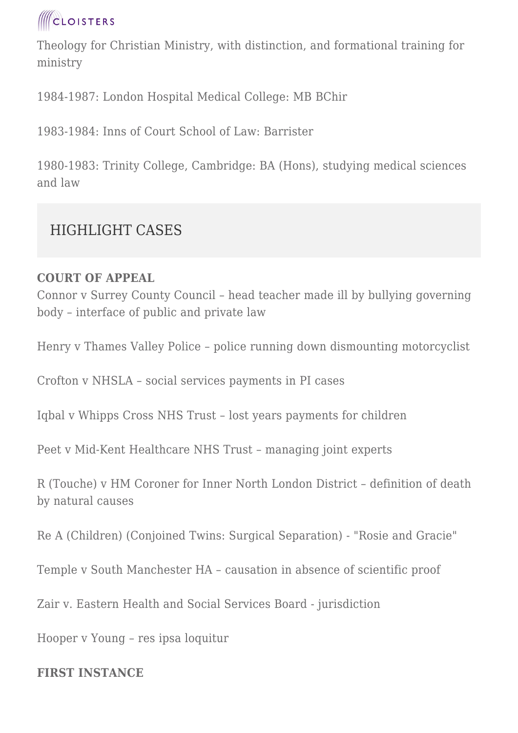Theology for Christian Ministry, with distinction, and formational training for ministry

1984-1987: London Hospital Medical College: MB BChir

1983-1984: Inns of Court School of Law: Barrister

1980-1983: Trinity College, Cambridge: BA (Hons), studying medical sciences and law

## HIGHLIGHT CASES

**COURT OF APPEAL**

Connor v Surrey County Council – head teacher made ill by bullying governing body – interface of public and private law

Henry v Thames Valley Police – police running down dismounting motorcyclist

Crofton v NHSLA – social services payments in PI cases

Iqbal v Whipps Cross NHS Trust – lost years payments for children

Peet v Mid-Kent Healthcare NHS Trust – managing joint experts

R (Touche) v HM Coroner for Inner North London District – definition of death by natural causes

Re A (Children) (Conjoined Twins: Surgical Separation) - "Rosie and Gracie"

Temple v South Manchester HA – causation in absence of scientific proof

Zair v. Eastern Health and Social Services Board - jurisdiction

Hooper v Young – res ipsa loquitur

**FIRST INSTANCE**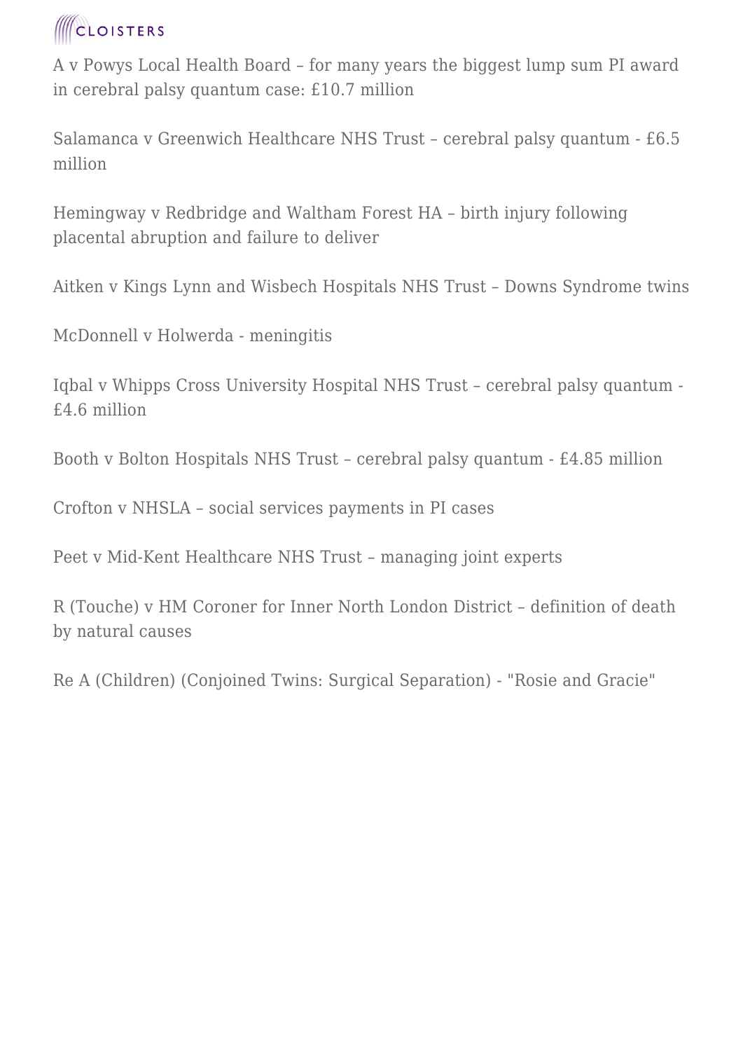A v Powys Local Health Board – for many years the biggest lump sum PI award in cerebral palsy quantum case: £10.7 million

Salamanca v Greenwich Healthcare NHS Trust – cerebral palsy quantum - £6.5 million

Hemingway v Redbridge and Waltham Forest HA – birth injury following placental abruption and failure to deliver

Aitken v Kings Lynn and Wisbech Hospitals NHS Trust – Downs Syndrome twins

McDonnell v Holwerda - meningitis

Iqbal v Whipps Cross University Hospital NHS Trust – cerebral palsy quantum - £4.6 million

Booth v Bolton Hospitals NHS Trust – cerebral palsy quantum - £4.85 million

Crofton v NHSLA – social services payments in PI cases

Peet v Mid-Kent Healthcare NHS Trust – managing joint experts

R (Touche) v HM Coroner for Inner North London District – definition of death by natural causes

Re A (Children) (Conjoined Twins: Surgical Separation) - "Rosie and Gracie"